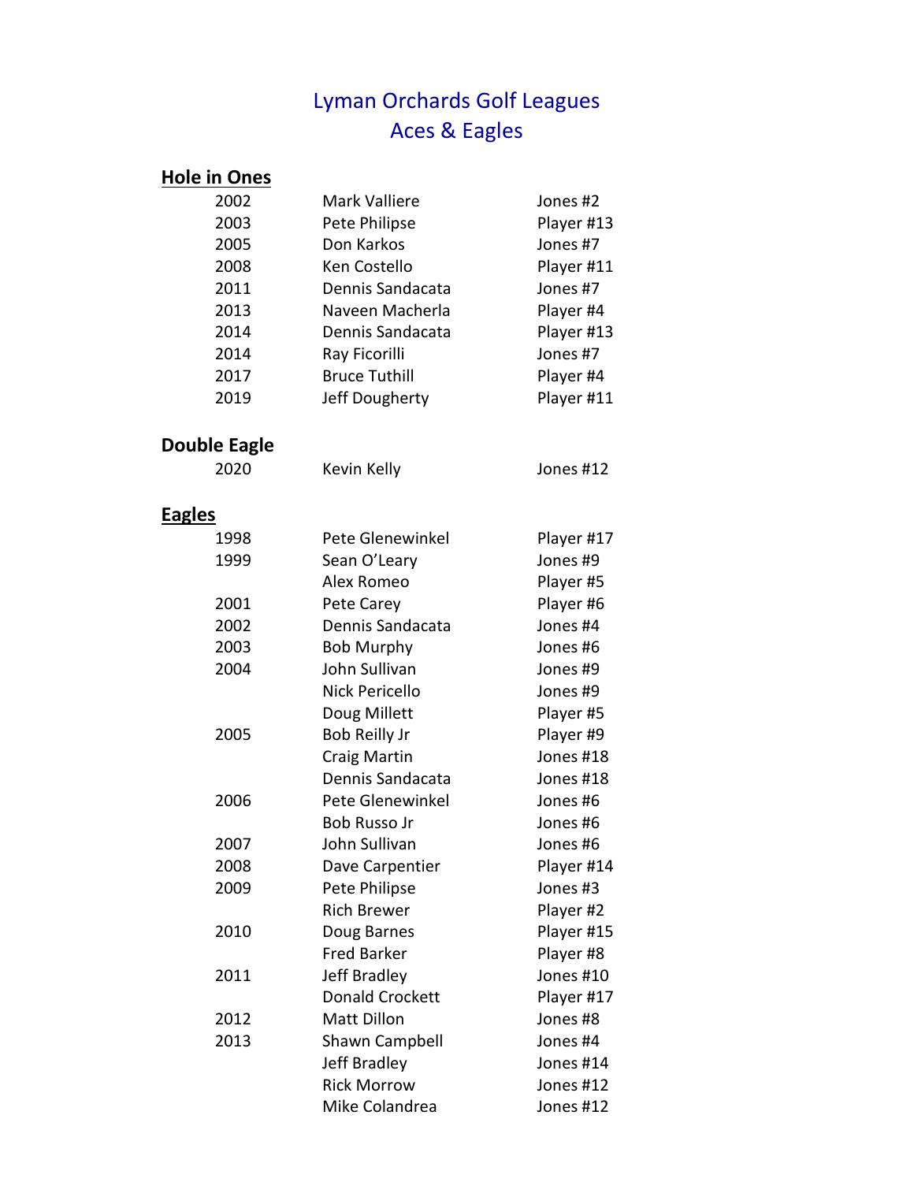# Lyman Orchards Golf Leagues
# Aces & Eagles

## Hole in Ones

| | | |
|---|---|---|
| 2002 | Mark Valliere | Jones #2 |
| 2003 | Pete Philipse | Player #13 |
| 2005 | Don Karkos | Jones #7 |
| 2008 | Ken Costello | Player #11 |
| 2011 | Dennis Sandacata | Jones #7 |
| 2013 | Naveen Macherla | Player #4 |
| 2014 | Dennis Sandacata | Player #13 |
| 2014 | Ray Ficorilli | Jones #7 |
| 2017 | Bruce Tuthill | Player #4 |
| 2019 | Jeff Dougherty | Player #11 |

## Double Eagle

| | | |
|---|---|---|
| 2020 | Kevin Kelly | Jones #12 |

## Eagles

| | | |
|---|---|---|
| 1998 | Pete Glenewinkel | Player #17 |
| 1999 | Sean O'Leary | Jones #9 |
| | Alex Romeo | Player #5 |
| 2001 | Pete Carey | Player #6 |
| 2002 | Dennis Sandacata | Jones #4 |
| 2003 | Bob Murphy | Jones #6 |
| 2004 | John Sullivan | Jones #9 |
| | Nick Pericello | Jones #9 |
| | Doug Millett | Player #5 |
| 2005 | Bob Reilly Jr | Player #9 |
| | Craig Martin | Jones #18 |
| | Dennis Sandacata | Jones #18 |
| 2006 | Pete Glenewinkel | Jones #6 |
| | Bob Russo Jr | Jones #6 |
| 2007 | John Sullivan | Jones #6 |
| 2008 | Dave Carpentier | Player #14 |
| 2009 | Pete Philipse | Jones #3 |
| | Rich Brewer | Player #2 |
| 2010 | Doug Barnes | Player #15 |
| | Fred Barker | Player #8 |
| 2011 | Jeff Bradley | Jones #10 |
| | Donald Crockett | Player #17 |
| 2012 | Matt Dillon | Jones #8 |
| 2013 | Shawn Campbell | Jones #4 |
| | Jeff Bradley | Jones #14 |
| | Rick Morrow | Jones #12 |
| | Mike Colandrea | Jones #12 |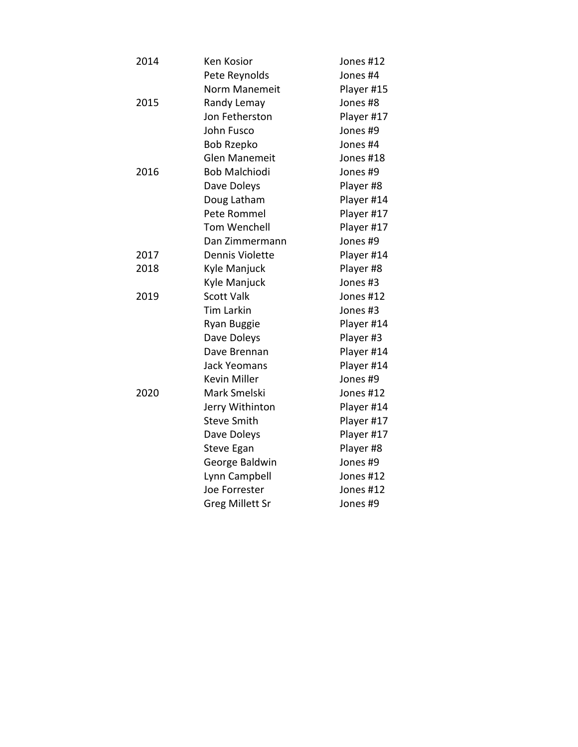| | | |
|---|---|---|
| 2014 | Ken Kosior | Jones #12 |
| | Pete Reynolds | Jones #4 |
| | Norm Manemeit | Player #15 |
| 2015 | Randy Lemay | Jones #8 |
| | Jon Fetherston | Player #17 |
| | John Fusco | Jones #9 |
| | Bob Rzepko | Jones #4 |
| | Glen Manemeit | Jones #18 |
| 2016 | Bob Malchiodi | Jones #9 |
| | Dave Doleys | Player #8 |
| | Doug Latham | Player #14 |
| | Pete Rommel | Player #17 |
| | Tom Wenchell | Player #17 |
| | Dan Zimmermann | Jones #9 |
| 2017 | Dennis Violette | Player #14 |
| 2018 | Kyle Manjuck | Player #8 |
| | Kyle Manjuck | Jones #3 |
| 2019 | Scott Valk | Jones #12 |
| | Tim Larkin | Jones #3 |
| | Ryan Buggie | Player #14 |
| | Dave Doleys | Player #3 |
| | Dave Brennan | Player #14 |
| | Jack Yeomans | Player #14 |
| | Kevin Miller | Jones #9 |
| 2020 | Mark Smelski | Jones #12 |
| | Jerry Withinton | Player #14 |
| | Steve Smith | Player #17 |
| | Dave Doleys | Player #17 |
| | Steve Egan | Player #8 |
| | George Baldwin | Jones #9 |
| | Lynn Campbell | Jones #12 |
| | Joe Forrester | Jones #12 |
| | Greg Millett Sr | Jones #9 |